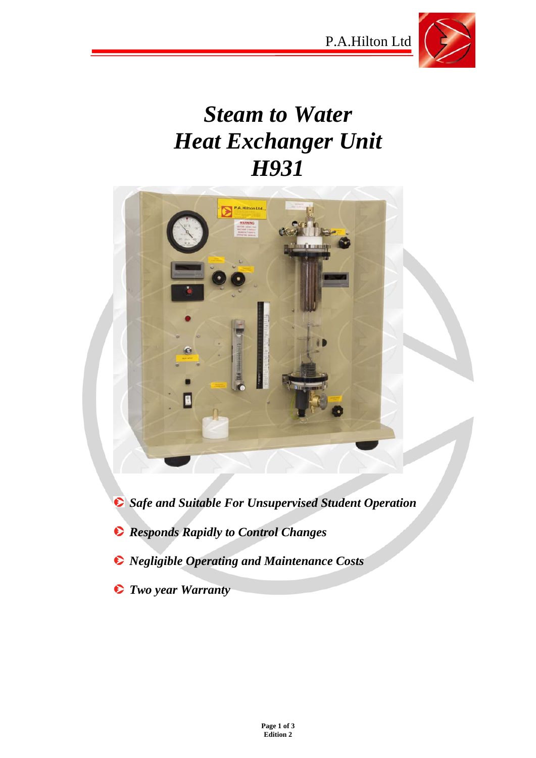# *Steam to Water Heat Exchanger Unit H931*

- ***Safe and Suitable For Unsupervised Student Operation***
- ***Responds Rapidly to Control Changes***
- ***Negligible Operating and Maintenance Costs***
- ***Two year Warranty***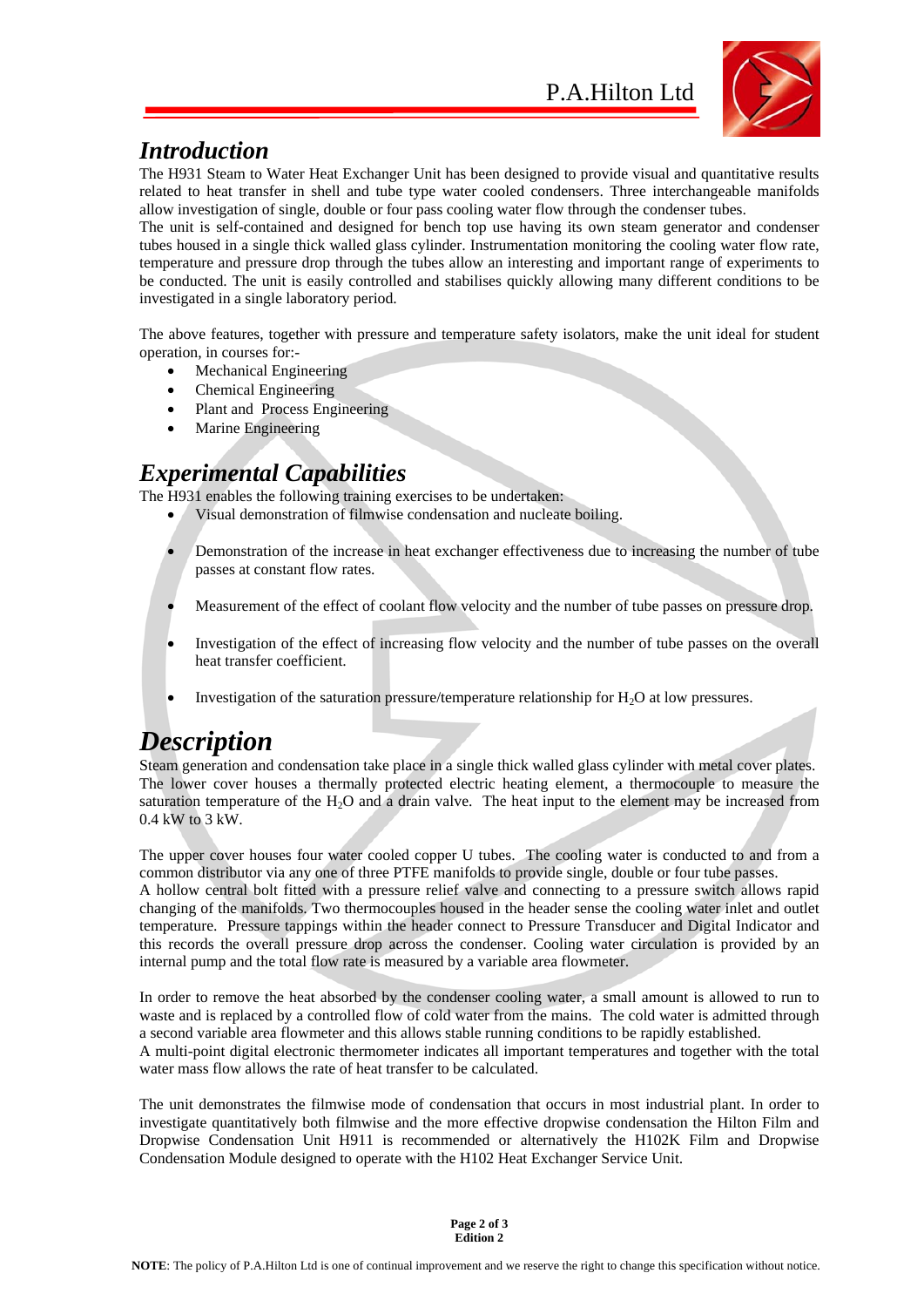## Introduction

The H931 Steam to Water Heat Exchanger Unit has been designed to provide visual and quantitative results related to heat transfer in shell and tube type water cooled condensers. Three interchangeable manifolds allow investigation of single, double or four pass cooling water flow through the condenser tubes.

The unit is self-contained and designed for bench top use having its own steam generator and condenser tubes housed in a single thick walled glass cylinder. Instrumentation monitoring the cooling water flow rate, temperature and pressure drop through the tubes allow an interesting and important range of experiments to be conducted. The unit is easily controlled and stabilises quickly allowing many different conditions to be investigated in a single laboratory period.

The above features, together with pressure and temperature safety isolators, make the unit ideal for student operation, in courses for:-

- Mechanical Engineering
- Chemical Engineering
- Plant and Process Engineering
- Marine Engineering

## Experimental Capabilities

The H931 enables the following training exercises to be undertaken:

- Visual demonstration of filmwise condensation and nucleate boiling.
- Demonstration of the increase in heat exchanger effectiveness due to increasing the number of tube passes at constant flow rates.
- Measurement of the effect of coolant flow velocity and the number of tube passes on pressure drop.
- Investigation of the effect of increasing flow velocity and the number of tube passes on the overall heat transfer coefficient.
- Investigation of the saturation pressure/temperature relationship for $H_2O$ at low pressures.

# Description

Steam generation and condensation take place in a single thick walled glass cylinder with metal cover plates. The lower cover houses a thermally protected electric heating element, a thermocouple to measure the saturation temperature of the $H_2O$ and a drain valve. The heat input to the element may be increased from 0.4 kW to 3 kW.

The upper cover houses four water cooled copper U tubes. The cooling water is conducted to and from a common distributor via any one of three PTFE manifolds to provide single, double or four tube passes.

A hollow central bolt fitted with a pressure relief valve and connecting to a pressure switch allows rapid changing of the manifolds. Two thermocouples housed in the header sense the cooling water inlet and outlet temperature. Pressure tappings within the header connect to Pressure Transducer and Digital Indicator and this records the overall pressure drop across the condenser. Cooling water circulation is provided by an internal pump and the total flow rate is measured by a variable area flowmeter.

In order to remove the heat absorbed by the condenser cooling water, a small amount is allowed to run to waste and is replaced by a controlled flow of cold water from the mains. The cold water is admitted through a second variable area flowmeter and this allows stable running conditions to be rapidly established.

A multi-point digital electronic thermometer indicates all important temperatures and together with the total water mass flow allows the rate of heat transfer to be calculated.

The unit demonstrates the filmwise mode of condensation that occurs in most industrial plant. In order to investigate quantitatively both filmwise and the more effective dropwise condensation the Hilton Film and Dropwise Condensation Unit H911 is recommended or alternatively the H102K Film and Dropwise Condensation Module designed to operate with the H102 Heat Exchanger Service Unit.

**NOTE**: The policy of P.A.Hilton Ltd is one of continual improvement and we reserve the right to change this specification without notice.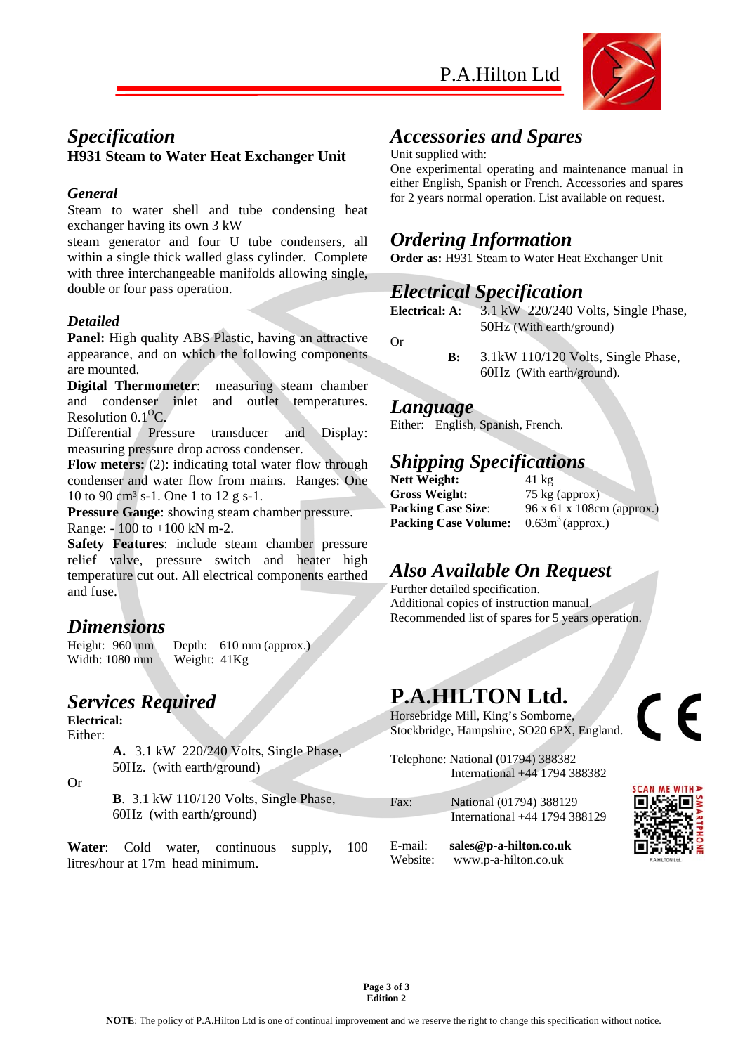## Specification

**H931 Steam to Water Heat Exchanger Unit**

### General

Steam to water shell and tube condensing heat exchanger having its own 3 kW steam generator and four U tube condensers, all within a single thick walled glass cylinder. Complete with three interchangeable manifolds allowing single, double or four pass operation.

### Detailed

**Panel:** High quality ABS Plastic, having an attractive appearance, and on which the following components are mounted.

**Digital Thermometer**: measuring steam chamber and condenser inlet and outlet temperatures. Resolution 0.1$^{O}$C.

Differential Pressure transducer and Display: measuring pressure drop across condenser.

**Flow meters:** (2): indicating total water flow through condenser and water flow from mains. Ranges: One 10 to 90 $cm^3$ s-1. One 1 to 12 g s-1.

**Pressure Gauge**: showing steam chamber pressure. Range: - 100 to +100 kN m-2.

**Safety Features**: include steam chamber pressure relief valve, pressure switch and heater high temperature cut out. All electrical components earthed and fuse.

## Dimensions

Height: 960 mm    Depth: 610 mm (approx.)
Width: 1080 mm    Weight: 41Kg

## Services Required

**Electrical:**
Either:

**A.** 3.1 kW 220/240 Volts, Single Phase, 50Hz. (with earth/ground)

Or

**B**. 3.1 kW 110/120 Volts, Single Phase, 60Hz (with earth/ground)

**Water**: Cold water, continuous supply, 100 litres/hour at 17m head minimum.

## Accessories and Spares

Unit supplied with:
One experimental operating and maintenance manual in either English, Spanish or French. Accessories and spares for 2 years normal operation. List available on request.

## Ordering Information

**Order as:** H931 Steam to Water Heat Exchanger Unit

## Electrical Specification

**Electrical: A**: 3.1 kW 220/240 Volts, Single Phase, 50Hz (With earth/ground)

Or

**B:** 3.1kW 110/120 Volts, Single Phase, 60Hz (With earth/ground).

## Language

Either: English, Spanish, French.

## Shipping Specifications

| | |
|---|---|
| **Nett Weight:** | 41 kg |
| **Gross Weight:** | 75 kg (approx) |
| **Packing Case Size**: | 96 x 61 x 108cm (approx.) |
| **Packing Case Volume:** | $0.63m^3$ (approx.) |

## Also Available On Request

Further detailed specification.
Additional copies of instruction manual.
Recommended list of spares for 5 years operation.

# P.A.HILTON Ltd.

Horsebridge Mill, King's Somborne,
Stockbridge, Hampshire, SO20 6PX, England.

Telephone: National (01794) 388382
International +44 1794 388382

Fax: National (01794) 388129
International +44 1794 388129

E-mail: **sales@p-a-hilton.co.uk**
Website: www.p-a-hilton.co.uk

SCAN ME WITH A SMARTPHONE

Edition 2

**NOTE**: The policy of P.A.Hilton Ltd is one of continual improvement and we reserve the right to change this specification without notice.